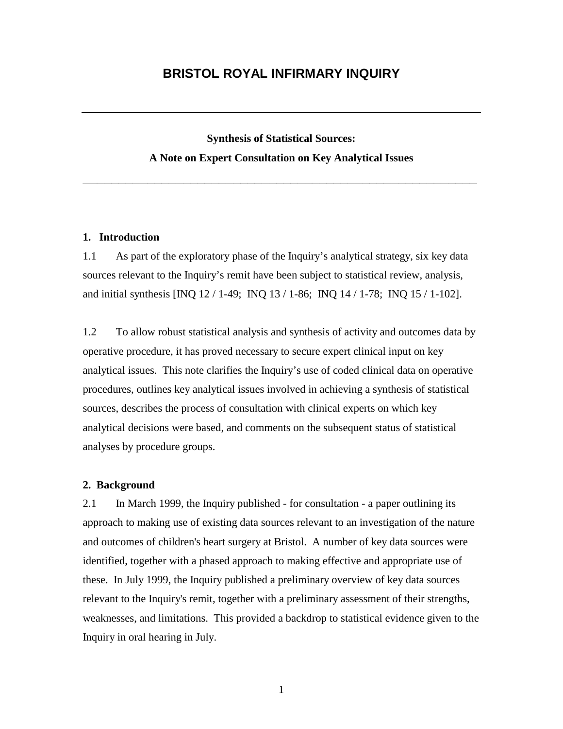# BRISTOL ROYAL INFIRMARY INQUIRY

---

**Synthesis of Statistical Sources:**

**A Note on Expert Consultation on Key Analytical Issues**

---

## 1. Introduction

1.1 As part of the exploratory phase of the Inquiry's analytical strategy, six key data sources relevant to the Inquiry's remit have been subject to statistical review, analysis, and initial synthesis [INQ 12 / 1-49; INQ 13 / 1-86; INQ 14 / 1-78; INQ 15 / 1-102].

1.2 To allow robust statistical analysis and synthesis of activity and outcomes data by operative procedure, it has proved necessary to secure expert clinical input on key analytical issues. This note clarifies the Inquiry's use of coded clinical data on operative procedures, outlines key analytical issues involved in achieving a synthesis of statistical sources, describes the process of consultation with clinical experts on which key analytical decisions were based, and comments on the subsequent status of statistical analyses by procedure groups.

## 2. Background

2.1 In March 1999, the Inquiry published - for consultation - a paper outlining its approach to making use of existing data sources relevant to an investigation of the nature and outcomes of children's heart surgery at Bristol. A number of key data sources were identified, together with a phased approach to making effective and appropriate use of these. In July 1999, the Inquiry published a preliminary overview of key data sources relevant to the Inquiry's remit, together with a preliminary assessment of their strengths, weaknesses, and limitations. This provided a backdrop to statistical evidence given to the Inquiry in oral hearing in July.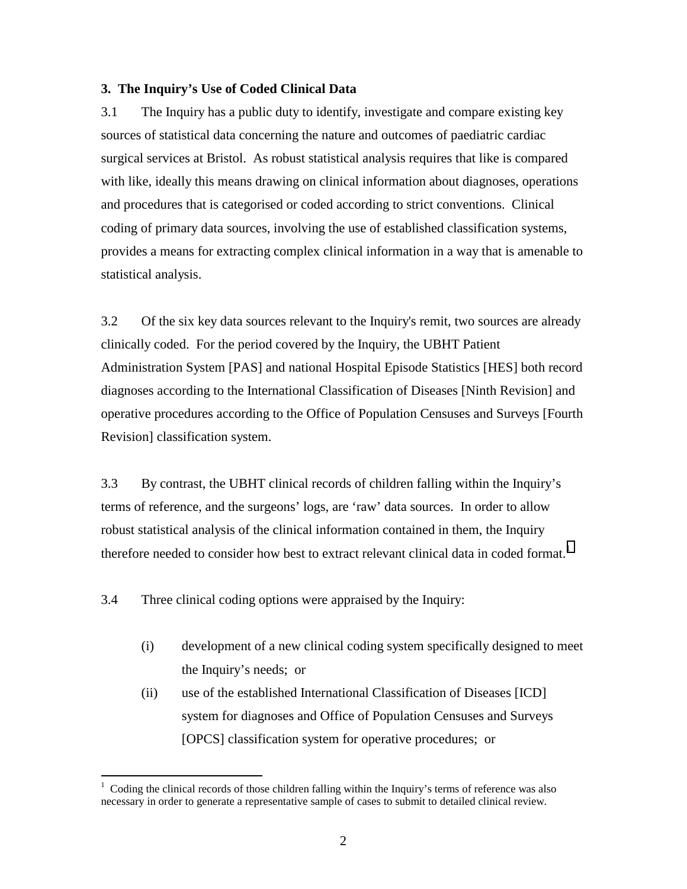### 3. The Inquiry's Use of Coded Clinical Data

3.1 The Inquiry has a public duty to identify, investigate and compare existing key sources of statistical data concerning the nature and outcomes of paediatric cardiac surgical services at Bristol. As robust statistical analysis requires that like is compared with like, ideally this means drawing on clinical information about diagnoses, operations and procedures that is categorised or coded according to strict conventions. Clinical coding of primary data sources, involving the use of established classification systems, provides a means for extracting complex clinical information in a way that is amenable to statistical analysis.

3.2 Of the six key data sources relevant to the Inquiry's remit, two sources are already clinically coded. For the period covered by the Inquiry, the UBHT Patient Administration System [PAS] and national Hospital Episode Statistics [HES] both record diagnoses according to the International Classification of Diseases [Ninth Revision] and operative procedures according to the Office of Population Censuses and Surveys [Fourth Revision] classification system.

3.3 By contrast, the UBHT clinical records of children falling within the Inquiry's terms of reference, and the surgeons' logs, are 'raw' data sources. In order to allow robust statistical analysis of the clinical information contained in them, the Inquiry therefore needed to consider how best to extract relevant clinical data in coded format.[1]

3.4 Three clinical coding options were appraised by the Inquiry:

(i) development of a new clinical coding system specifically designed to meet the Inquiry's needs; or

(ii) use of the established International Classification of Diseases [ICD] system for diagnoses and Office of Population Censuses and Surveys [OPCS] classification system for operative procedures; or

---

[1] Coding the clinical records of those children falling within the Inquiry's terms of reference was also necessary in order to generate a representative sample of cases to submit to detailed clinical review.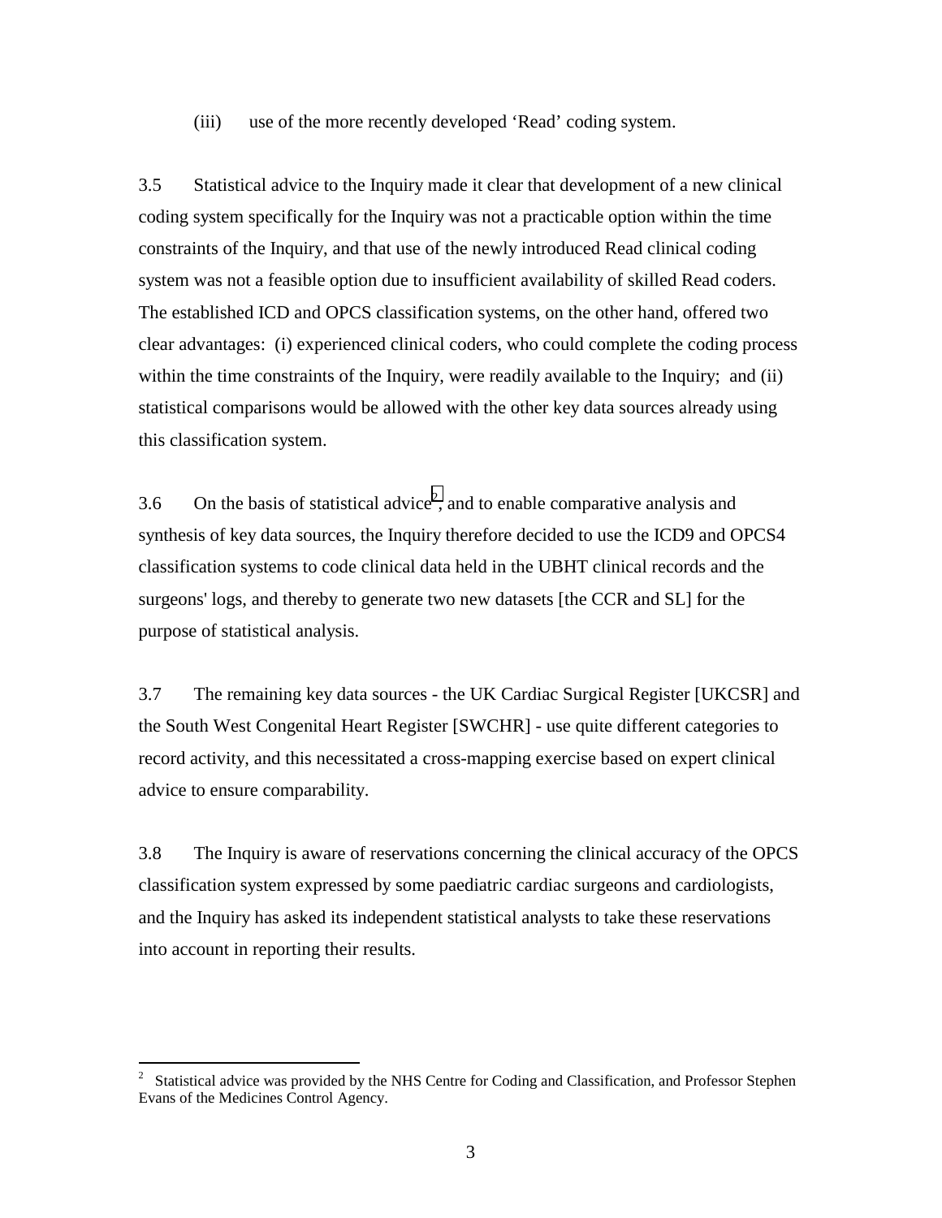(iii) use of the more recently developed 'Read' coding system.

3.5 Statistical advice to the Inquiry made it clear that development of a new clinical coding system specifically for the Inquiry was not a practicable option within the time constraints of the Inquiry, and that use of the newly introduced Read clinical coding system was not a feasible option due to insufficient availability of skilled Read coders. The established ICD and OPCS classification systems, on the other hand, offered two clear advantages: (i) experienced clinical coders, who could complete the coding process within the time constraints of the Inquiry, were readily available to the Inquiry; and (ii) statistical comparisons would be allowed with the other key data sources already using this classification system.

3.6 On the basis of statistical advice[2], and to enable comparative analysis and synthesis of key data sources, the Inquiry therefore decided to use the ICD9 and OPCS4 classification systems to code clinical data held in the UBHT clinical records and the surgeons' logs, and thereby to generate two new datasets [the CCR and SL] for the purpose of statistical analysis.

3.7 The remaining key data sources - the UK Cardiac Surgical Register [UKCSR] and the South West Congenital Heart Register [SWCHR] - use quite different categories to record activity, and this necessitated a cross-mapping exercise based on expert clinical advice to ensure comparability.

3.8 The Inquiry is aware of reservations concerning the clinical accuracy of the OPCS classification system expressed by some paediatric cardiac surgeons and cardiologists, and the Inquiry has asked its independent statistical analysts to take these reservations into account in reporting their results.

---

[2] Statistical advice was provided by the NHS Centre for Coding and Classification, and Professor Stephen Evans of the Medicines Control Agency.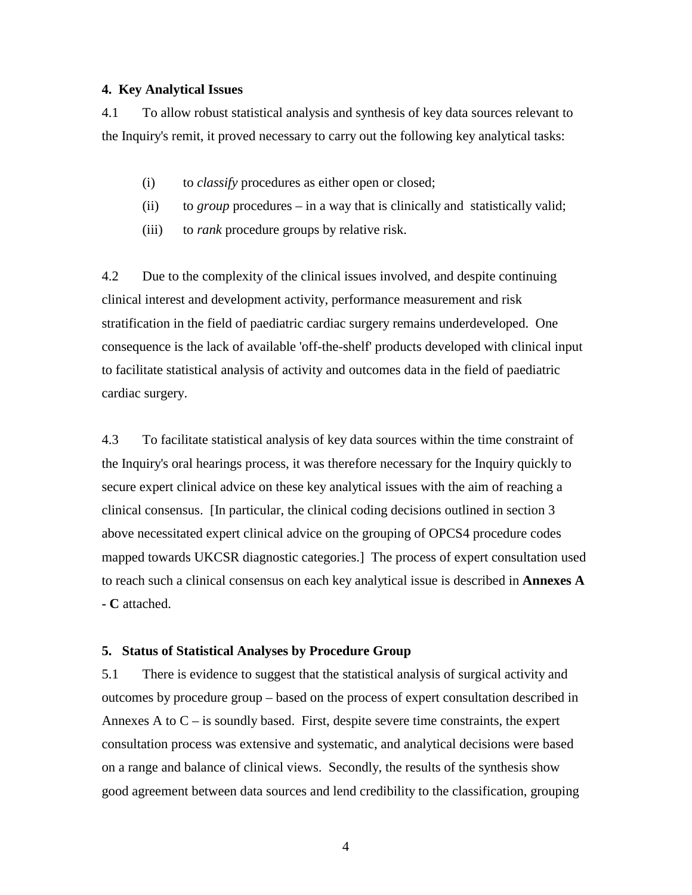**4. Key Analytical Issues**

4.1 To allow robust statistical analysis and synthesis of key data sources relevant to the Inquiry's remit, it proved necessary to carry out the following key analytical tasks:

(i) to *classify* procedures as either open or closed;

(ii) to *group* procedures – in a way that is clinically and statistically valid;

(iii) to *rank* procedure groups by relative risk.

4.2 Due to the complexity of the clinical issues involved, and despite continuing clinical interest and development activity, performance measurement and risk stratification in the field of paediatric cardiac surgery remains underdeveloped. One consequence is the lack of available 'off-the-shelf' products developed with clinical input to facilitate statistical analysis of activity and outcomes data in the field of paediatric cardiac surgery.

4.3 To facilitate statistical analysis of key data sources within the time constraint of the Inquiry's oral hearings process, it was therefore necessary for the Inquiry quickly to secure expert clinical advice on these key analytical issues with the aim of reaching a clinical consensus. [In particular, the clinical coding decisions outlined in section 3 above necessitated expert clinical advice on the grouping of OPCS4 procedure codes mapped towards UKCSR diagnostic categories.] The process of expert consultation used to reach such a clinical consensus on each key analytical issue is described in **Annexes A - C** attached.

**5. Status of Statistical Analyses by Procedure Group**

5.1 There is evidence to suggest that the statistical analysis of surgical activity and outcomes by procedure group – based on the process of expert consultation described in Annexes A to C – is soundly based. First, despite severe time constraints, the expert consultation process was extensive and systematic, and analytical decisions were based on a range and balance of clinical views. Secondly, the results of the synthesis show good agreement between data sources and lend credibility to the classification, grouping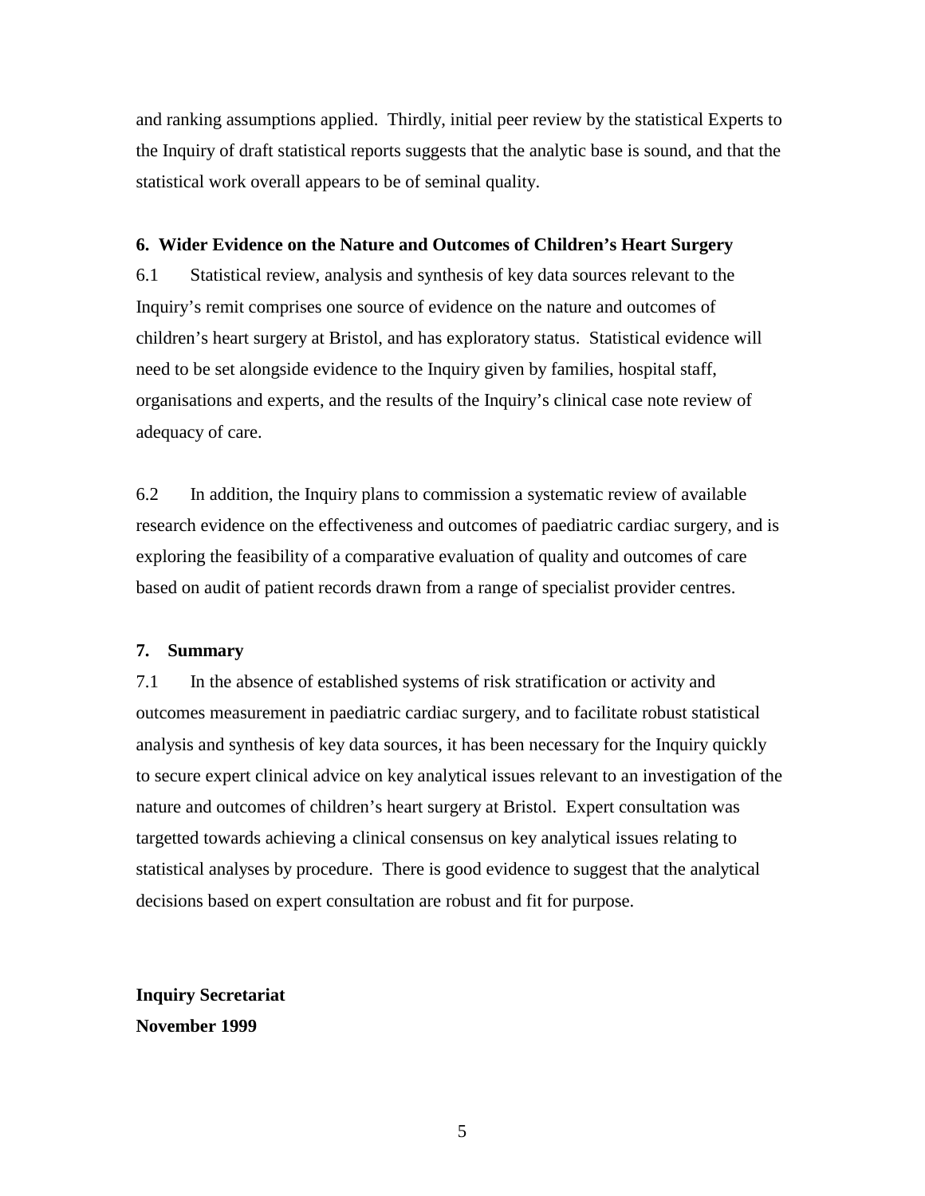and ranking assumptions applied.  Thirdly, initial peer review by the statistical Experts to the Inquiry of draft statistical reports suggests that the analytic base is sound, and that the statistical work overall appears to be of seminal quality.

**6.  Wider Evidence on the Nature and Outcomes of Children's Heart Surgery**

6.1  Statistical review, analysis and synthesis of key data sources relevant to the Inquiry's remit comprises one source of evidence on the nature and outcomes of children's heart surgery at Bristol, and has exploratory status.  Statistical evidence will need to be set alongside evidence to the Inquiry given by families, hospital staff, organisations and experts, and the results of the Inquiry's clinical case note review of adequacy of care.

6.2  In addition, the Inquiry plans to commission a systematic review of available research evidence on the effectiveness and outcomes of paediatric cardiac surgery, and is exploring the feasibility of a comparative evaluation of quality and outcomes of care based on audit of patient records drawn from a range of specialist provider centres.

**7.  Summary**

7.1  In the absence of established systems of risk stratification or activity and outcomes measurement in paediatric cardiac surgery, and to facilitate robust statistical analysis and synthesis of key data sources, it has been necessary for the Inquiry quickly to secure expert clinical advice on key analytical issues relevant to an investigation of the nature and outcomes of children's heart surgery at Bristol.  Expert consultation was targetted towards achieving a clinical consensus on key analytical issues relating to statistical analyses by procedure.  There is good evidence to suggest that the analytical decisions based on expert consultation are robust and fit for purpose.

**Inquiry Secretariat**
**November 1999**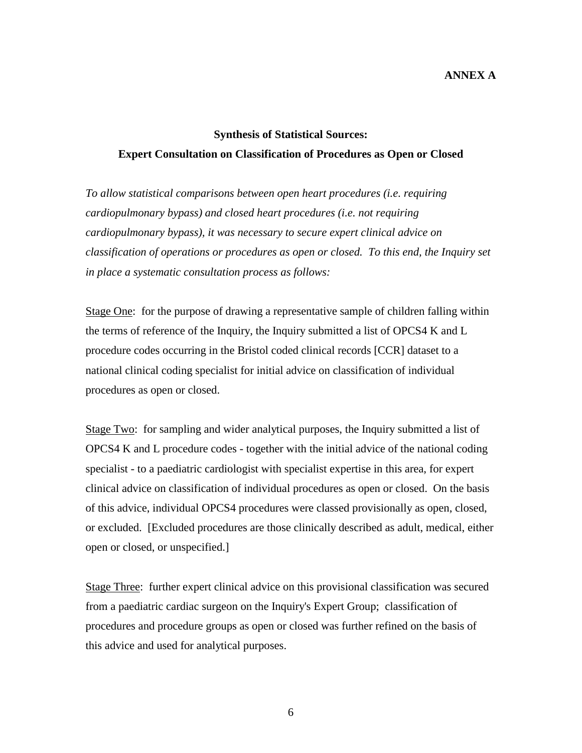**ANNEX A**

## Synthesis of Statistical Sources:
## Expert Consultation on Classification of Procedures as Open or Closed

*To allow statistical comparisons between open heart procedures (i.e. requiring cardiopulmonary bypass) and closed heart procedures (i.e. not requiring cardiopulmonary bypass), it was necessary to secure expert clinical advice on classification of operations or procedures as open or closed. To this end, the Inquiry set in place a systematic consultation process as follows:*

<u>Stage One</u>: for the purpose of drawing a representative sample of children falling within the terms of reference of the Inquiry, the Inquiry submitted a list of OPCS4 K and L procedure codes occurring in the Bristol coded clinical records [CCR] dataset to a national clinical coding specialist for initial advice on classification of individual procedures as open or closed.

<u>Stage Two</u>: for sampling and wider analytical purposes, the Inquiry submitted a list of OPCS4 K and L procedure codes - together with the initial advice of the national coding specialist - to a paediatric cardiologist with specialist expertise in this area, for expert clinical advice on classification of individual procedures as open or closed. On the basis of this advice, individual OPCS4 procedures were classed provisionally as open, closed, or excluded. [Excluded procedures are those clinically described as adult, medical, either open or closed, or unspecified.]

<u>Stage Three</u>: further expert clinical advice on this provisional classification was secured from a paediatric cardiac surgeon on the Inquiry's Expert Group; classification of procedures and procedure groups as open or closed was further refined on the basis of this advice and used for analytical purposes.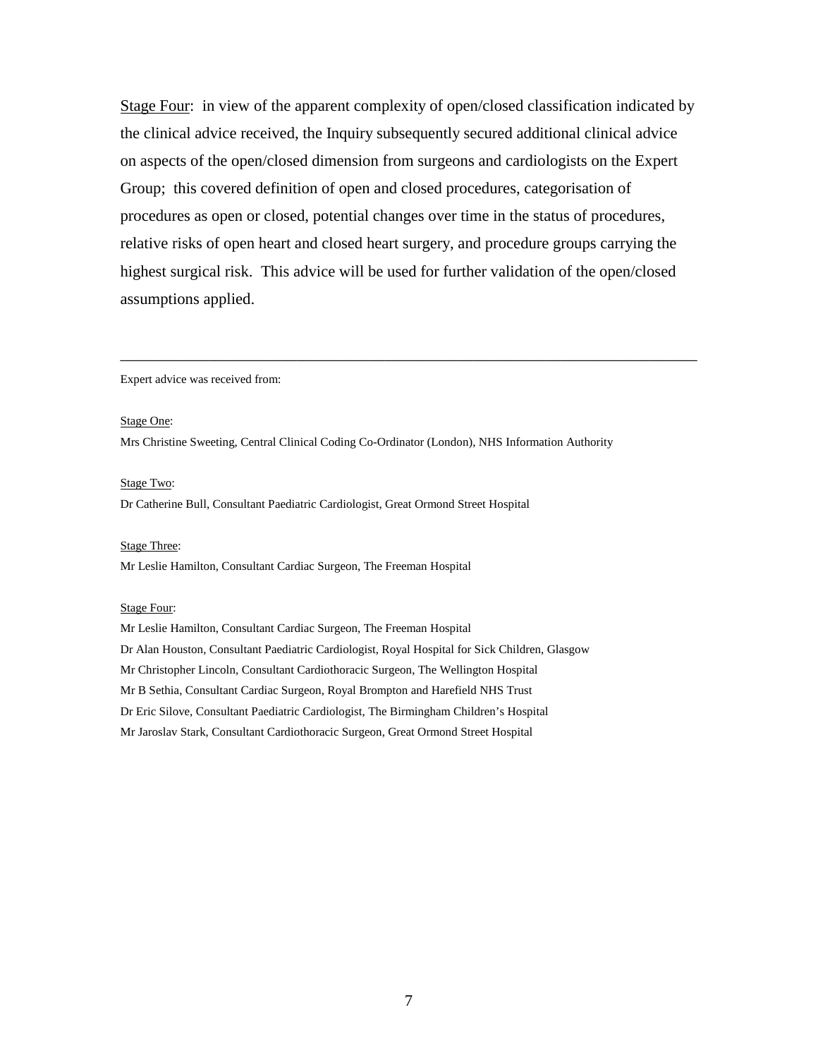<u>Stage Four</u>: in view of the apparent complexity of open/closed classification indicated by the clinical advice received, the Inquiry subsequently secured additional clinical advice on aspects of the open/closed dimension from surgeons and cardiologists on the Expert Group; this covered definition of open and closed procedures, categorisation of procedures as open or closed, potential changes over time in the status of procedures, relative risks of open heart and closed heart surgery, and procedure groups carrying the highest surgical risk. This advice will be used for further validation of the open/closed assumptions applied.

---

Expert advice was received from:

<u>Stage One</u>:
Mrs Christine Sweeting, Central Clinical Coding Co-Ordinator (London), NHS Information Authority

<u>Stage Two</u>:
Dr Catherine Bull, Consultant Paediatric Cardiologist, Great Ormond Street Hospital

<u>Stage Three</u>:
Mr Leslie Hamilton, Consultant Cardiac Surgeon, The Freeman Hospital

<u>Stage Four</u>:
Mr Leslie Hamilton, Consultant Cardiac Surgeon, The Freeman Hospital
Dr Alan Houston, Consultant Paediatric Cardiologist, Royal Hospital for Sick Children, Glasgow
Mr Christopher Lincoln, Consultant Cardiothoracic Surgeon, The Wellington Hospital
Mr B Sethia, Consultant Cardiac Surgeon, Royal Brompton and Harefield NHS Trust
Dr Eric Silove, Consultant Paediatric Cardiologist, The Birmingham Children's Hospital
Mr Jaroslav Stark, Consultant Cardiothoracic Surgeon, Great Ormond Street Hospital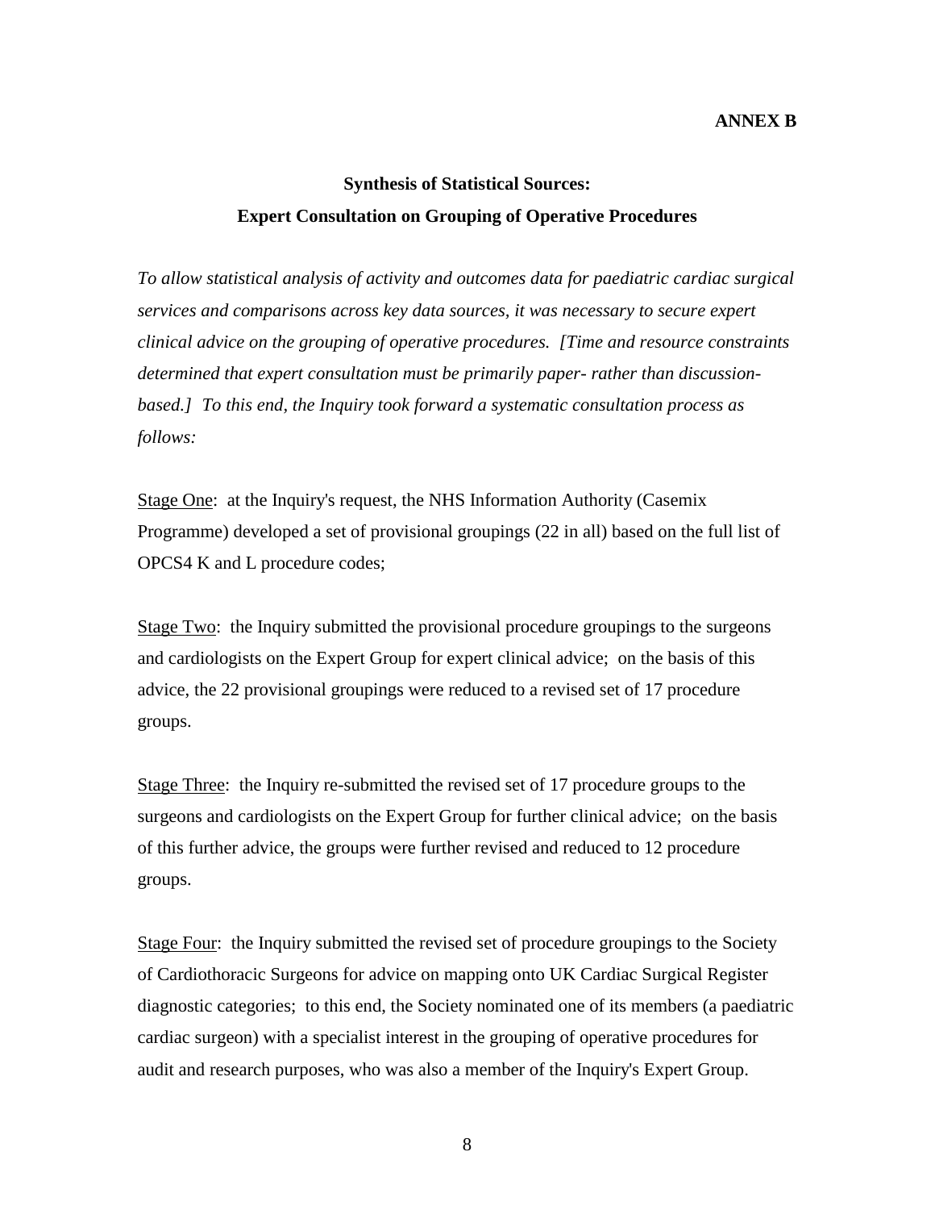**ANNEX B**

## Synthesis of Statistical Sources:
## Expert Consultation on Grouping of Operative Procedures

*To allow statistical analysis of activity and outcomes data for paediatric cardiac surgical services and comparisons across key data sources, it was necessary to secure expert clinical advice on the grouping of operative procedures. [Time and resource constraints determined that expert consultation must be primarily paper- rather than discussion-based.] To this end, the Inquiry took forward a systematic consultation process as follows:*

<u>Stage One</u>: at the Inquiry's request, the NHS Information Authority (Casemix Programme) developed a set of provisional groupings (22 in all) based on the full list of OPCS4 K and L procedure codes;

<u>Stage Two</u>: the Inquiry submitted the provisional procedure groupings to the surgeons and cardiologists on the Expert Group for expert clinical advice; on the basis of this advice, the 22 provisional groupings were reduced to a revised set of 17 procedure groups.

<u>Stage Three</u>: the Inquiry re-submitted the revised set of 17 procedure groups to the surgeons and cardiologists on the Expert Group for further clinical advice; on the basis of this further advice, the groups were further revised and reduced to 12 procedure groups.

<u>Stage Four</u>: the Inquiry submitted the revised set of procedure groupings to the Society of Cardiothoracic Surgeons for advice on mapping onto UK Cardiac Surgical Register diagnostic categories; to this end, the Society nominated one of its members (a paediatric cardiac surgeon) with a specialist interest in the grouping of operative procedures for audit and research purposes, who was also a member of the Inquiry's Expert Group.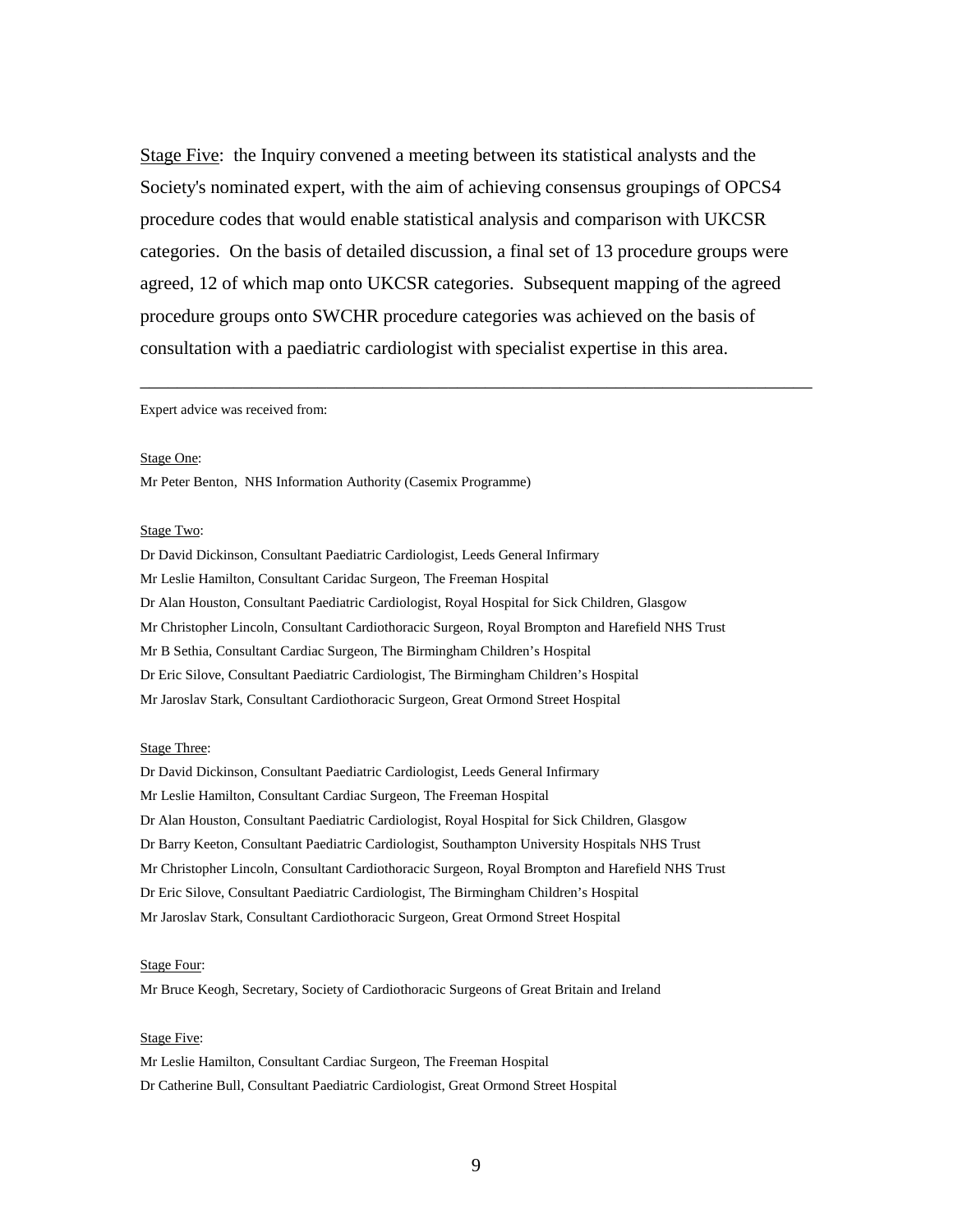<u>Stage Five</u>: the Inquiry convened a meeting between its statistical analysts and the Society's nominated expert, with the aim of achieving consensus groupings of OPCS4 procedure codes that would enable statistical analysis and comparison with UKCSR categories. On the basis of detailed discussion, a final set of 13 procedure groups were agreed, 12 of which map onto UKCSR categories. Subsequent mapping of the agreed procedure groups onto SWCHR procedure categories was achieved on the basis of consultation with a paediatric cardiologist with specialist expertise in this area.

---

Expert advice was received from:

<u>Stage One</u>:

Mr Peter Benton, NHS Information Authority (Casemix Programme)

<u>Stage Two</u>:

Dr David Dickinson, Consultant Paediatric Cardiologist, Leeds General Infirmary
Mr Leslie Hamilton, Consultant Caridac Surgeon, The Freeman Hospital
Dr Alan Houston, Consultant Paediatric Cardiologist, Royal Hospital for Sick Children, Glasgow
Mr Christopher Lincoln, Consultant Cardiothoracic Surgeon, Royal Brompton and Harefield NHS Trust
Mr B Sethia, Consultant Cardiac Surgeon, The Birmingham Children's Hospital
Dr Eric Silove, Consultant Paediatric Cardiologist, The Birmingham Children's Hospital
Mr Jaroslav Stark, Consultant Cardiothoracic Surgeon, Great Ormond Street Hospital

<u>Stage Three</u>:

Dr David Dickinson, Consultant Paediatric Cardiologist, Leeds General Infirmary
Mr Leslie Hamilton, Consultant Cardiac Surgeon, The Freeman Hospital
Dr Alan Houston, Consultant Paediatric Cardiologist, Royal Hospital for Sick Children, Glasgow
Dr Barry Keeton, Consultant Paediatric Cardiologist, Southampton University Hospitals NHS Trust
Mr Christopher Lincoln, Consultant Cardiothoracic Surgeon, Royal Brompton and Harefield NHS Trust
Dr Eric Silove, Consultant Paediatric Cardiologist, The Birmingham Children's Hospital
Mr Jaroslav Stark, Consultant Cardiothoracic Surgeon, Great Ormond Street Hospital

<u>Stage Four</u>:

Mr Bruce Keogh, Secretary, Society of Cardiothoracic Surgeons of Great Britain and Ireland

<u>Stage Five</u>:

Mr Leslie Hamilton, Consultant Cardiac Surgeon, The Freeman Hospital
Dr Catherine Bull, Consultant Paediatric Cardiologist, Great Ormond Street Hospital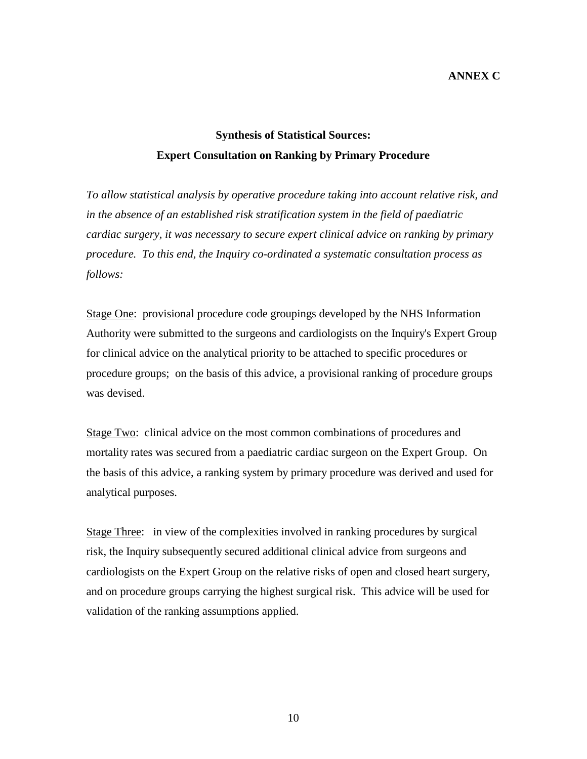**ANNEX C**

## Synthesis of Statistical Sources: Expert Consultation on Ranking by Primary Procedure

*To allow statistical analysis by operative procedure taking into account relative risk, and in the absence of an established risk stratification system in the field of paediatric cardiac surgery, it was necessary to secure expert clinical advice on ranking by primary procedure. To this end, the Inquiry co-ordinated a systematic consultation process as follows:*

Stage One: provisional procedure code groupings developed by the NHS Information Authority were submitted to the surgeons and cardiologists on the Inquiry's Expert Group for clinical advice on the analytical priority to be attached to specific procedures or procedure groups; on the basis of this advice, a provisional ranking of procedure groups was devised.

Stage Two: clinical advice on the most common combinations of procedures and mortality rates was secured from a paediatric cardiac surgeon on the Expert Group. On the basis of this advice, a ranking system by primary procedure was derived and used for analytical purposes.

Stage Three: in view of the complexities involved in ranking procedures by surgical risk, the Inquiry subsequently secured additional clinical advice from surgeons and cardiologists on the Expert Group on the relative risks of open and closed heart surgery, and on procedure groups carrying the highest surgical risk. This advice will be used for validation of the ranking assumptions applied.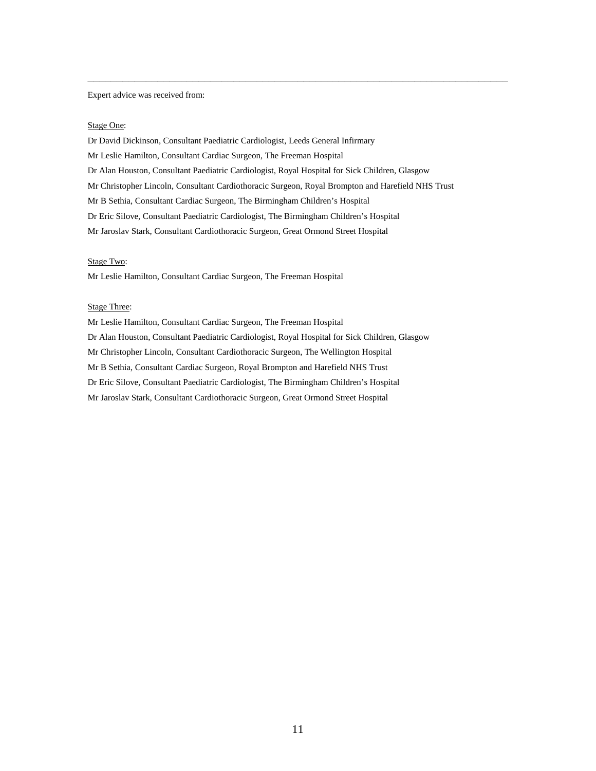---

Expert advice was received from:

<u>Stage One</u>:

Dr David Dickinson, Consultant Paediatric Cardiologist, Leeds General Infirmary

Mr Leslie Hamilton, Consultant Cardiac Surgeon, The Freeman Hospital

Dr Alan Houston, Consultant Paediatric Cardiologist, Royal Hospital for Sick Children, Glasgow

Mr Christopher Lincoln, Consultant Cardiothoracic Surgeon, Royal Brompton and Harefield NHS Trust

Mr B Sethia, Consultant Cardiac Surgeon, The Birmingham Children's Hospital

Dr Eric Silove, Consultant Paediatric Cardiologist, The Birmingham Children's Hospital

Mr Jaroslav Stark, Consultant Cardiothoracic Surgeon, Great Ormond Street Hospital

<u>Stage Two</u>:

Mr Leslie Hamilton, Consultant Cardiac Surgeon, The Freeman Hospital

<u>Stage Three</u>:

Mr Leslie Hamilton, Consultant Cardiac Surgeon, The Freeman Hospital

Dr Alan Houston, Consultant Paediatric Cardiologist, Royal Hospital for Sick Children, Glasgow

Mr Christopher Lincoln, Consultant Cardiothoracic Surgeon, The Wellington Hospital

Mr B Sethia, Consultant Cardiac Surgeon, Royal Brompton and Harefield NHS Trust

Dr Eric Silove, Consultant Paediatric Cardiologist, The Birmingham Children's Hospital

Mr Jaroslav Stark, Consultant Cardiothoracic Surgeon, Great Ormond Street Hospital